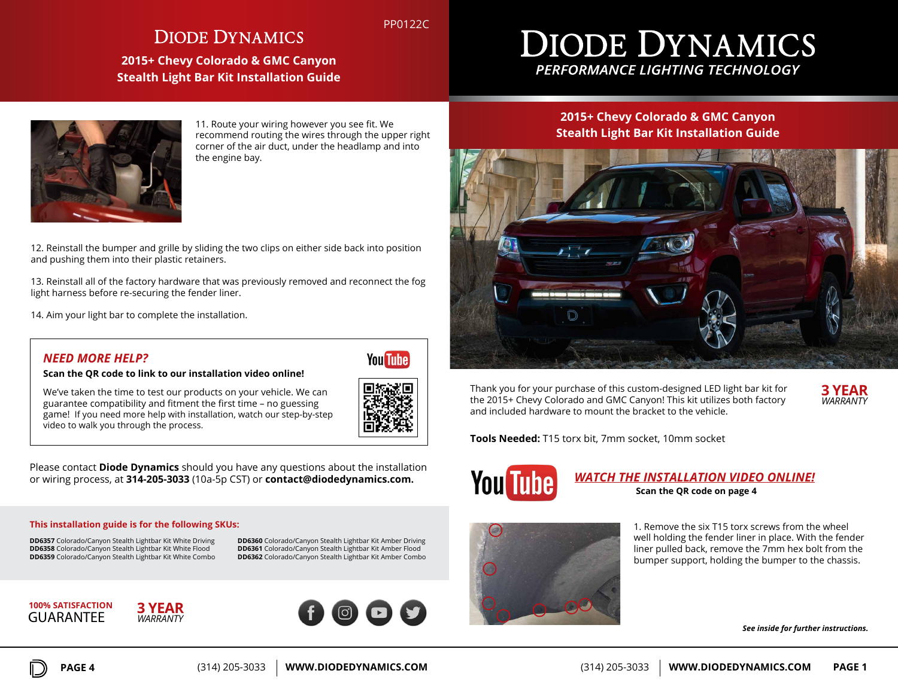# Diode Dynamics

PP0122C

**2015+ Chevy Colorado & GMC Canyon**
**Stealth Light Bar Kit Installation Guide**

11. Route your wiring however you see fit. We recommend routing the wires through the upper right corner of the air duct, under the headlamp and into the engine bay.

12. Reinstall the bumper and grille by sliding the two clips on either side back into position and pushing them into their plastic retainers.

13. Reinstall all of the factory hardware that was previously removed and reconnect the fog light harness before re-securing the fender liner.

14. Aim your light bar to complete the installation.

## *NEED MORE HELP?*

**Scan the QR code to link to our installation video online!**

We've taken the time to test our products on your vehicle. We can guarantee compatibility and fitment the first time – no guessing game! If you need more help with installation, watch our step-by-step video to walk you through the process.

Please contact **Diode Dynamics** should you have any questions about the installation or wiring process, at **314-205-3033** (10a-5p CST) or **contact@diodedynamics.com.**

**This installation guide is for the following SKUs:**

**DD6357** Colorado/Canyon Stealth Lightbar Kit White Driving
**DD6358** Colorado/Canyon Stealth Lightbar Kit White Flood
**DD6359** Colorado/Canyon Stealth Lightbar Kit White Combo
**DD6360** Colorado/Canyon Stealth Lightbar Kit Amber Driving
**DD6361** Colorado/Canyon Stealth Lightbar Kit Amber Flood
**DD6362** Colorado/Canyon Stealth Lightbar Kit Amber Combo

**100% SATISFACTION** GUARANTEE

**3 YEAR** *WARRANTY*

(314) 205-3033 | **WWW.DIODEDYNAMICS.COM**

# Diode Dynamics

*PERFORMANCE LIGHTING TECHNOLOGY*

**2015+ Chevy Colorado & GMC Canyon**
**Stealth Light Bar Kit Installation Guide**

Thank you for your purchase of this custom-designed LED light bar kit for the 2015+ Chevy Colorado and GMC Canyon! This kit utilizes both factory and included hardware to mount the bracket to the vehicle.

**3 YEAR** *WARRANTY*

**Tools Needed:** T15 torx bit, 7mm socket, 10mm socket

***WATCH THE INSTALLATION VIDEO ONLINE!***
**Scan the QR code on page 4**

1. Remove the six T15 torx screws from the wheel well holding the fender liner in place. With the fender liner pulled back, remove the 7mm hex bolt from the bumper support, holding the bumper to the chassis.

***See inside for further instructions.***

(314) 205-3033 | **WWW.DIODEDYNAMICS.COM**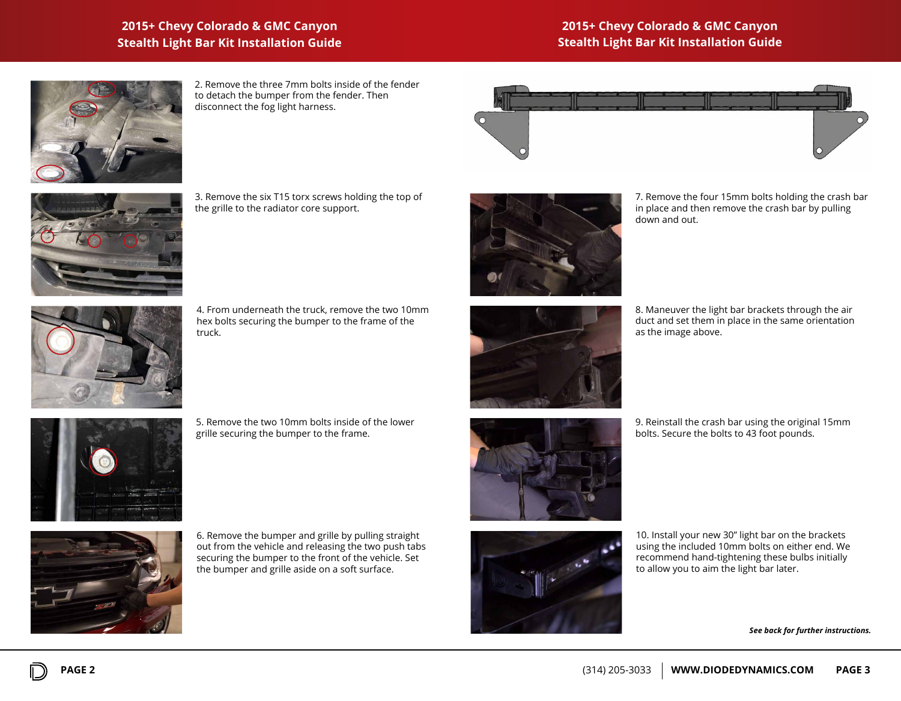# 2015+ Chevy Colorado & GMC Canyon Stealth Light Bar Kit Installation Guide

2. Remove the three 7mm bolts inside of the fender to detach the bumper from the fender. Then disconnect the fog light harness.

3. Remove the six T15 torx screws holding the top of the grille to the radiator core support.

4. From underneath the truck, remove the two 10mm hex bolts securing the bumper to the frame of the truck.

5. Remove the two 10mm bolts inside of the lower grille securing the bumper to the frame.

6. Remove the bumper and grille by pulling straight out from the vehicle and releasing the two push tabs securing the bumper to the front of the vehicle. Set the bumper and grille aside on a soft surface.

7. Remove the four 15mm bolts holding the crash bar in place and then remove the crash bar by pulling down and out.

8. Maneuver the light bar brackets through the air duct and set them in place in the same orientation as the image above.

9. Reinstall the crash bar using the original 15mm bolts. Secure the bolts to 43 foot pounds.

10. Install your new 30" light bar on the brackets using the included 10mm bolts on either end. We recommend hand-tightening these bulbs initially to allow you to aim the light bar later.

***See back for further instructions.***

(314) 205-3033 | **WWW.DIODEDYNAMICS.COM**